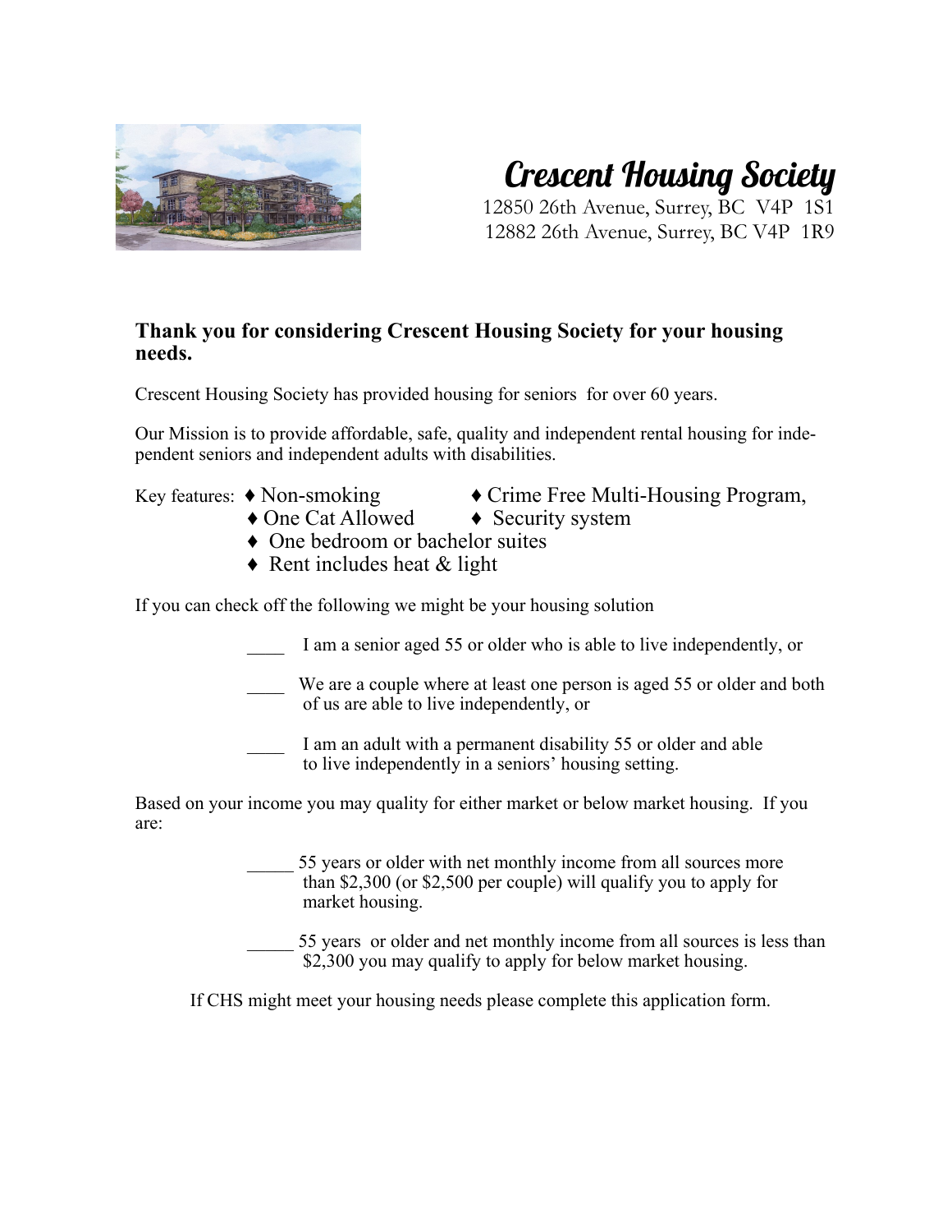# Crescent Housing Society

12850 26th Avenue, Surrey, BC V4P 1S1
12882 26th Avenue, Surrey, BC V4P 1R9

**Thank you for considering Crescent Housing Society for your housing needs.**

Crescent Housing Society has provided housing for seniors for over 60 years.

Our Mission is to provide affordable, safe, quality and independent rental housing for independent seniors and independent adults with disabilities.

Key features:
- ♦ Non-smoking
- ♦ Crime Free Multi-Housing Program,
- ♦ One Cat Allowed
- ♦ Security system
- ♦ One bedroom or bachelor suites
- ♦ Rent includes heat & light

If you can check off the following we might be your housing solution

____ I am a senior aged 55 or older who is able to live independently, or

____ We are a couple where at least one person is aged 55 or older and both of us are able to live independently, or

____ I am an adult with a permanent disability 55 or older and able to live independently in a seniors' housing setting.

Based on your income you may quality for either market or below market housing. If you are:

_____ 55 years or older with net monthly income from all sources more than $2,300 (or $2,500 per couple) will qualify you to apply for market housing.

_____ 55 years or older and net monthly income from all sources is less than $2,300 you may qualify to apply for below market housing.

If CHS might meet your housing needs please complete this application form.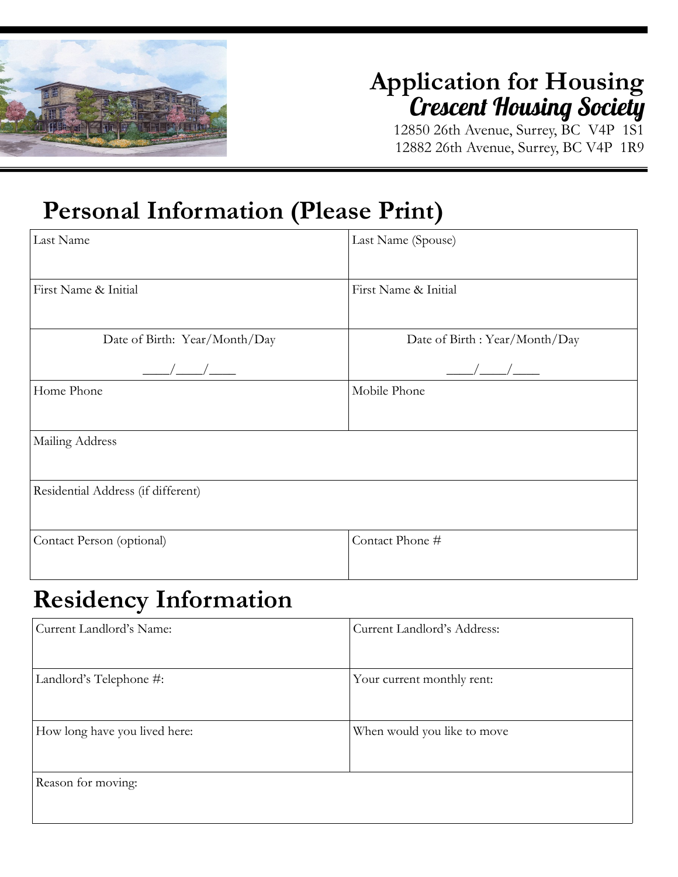# Application for Housing
## *Crescent Housing Society*

12850 26th Avenue, Surrey, BC  V4P  1S1
12882 26th Avenue, Surrey, BC V4P  1R9

## Personal Information (Please Print)

| Last Name | Last Name (Spouse) |
|---|---|
| First Name & Initial | First Name & Initial |
| Date of Birth:  Year/Month/Day<br>\_\_\_\_/\_\_\_\_/\_\_\_\_ | Date of Birth : Year/Month/Day<br>\_\_\_\_/\_\_\_\_/\_\_\_\_ |
| Home Phone | Mobile Phone |
| Mailing Address | |
| Residential Address (if different) | |
| Contact Person (optional) | Contact Phone # |

## Residency Information

| Current Landlord's Name: | Current Landlord's Address: |
|---|---|
| Landlord's Telephone #: | Your current monthly rent: |
| How long have you lived here: | When would you like to move |
| Reason for moving: | |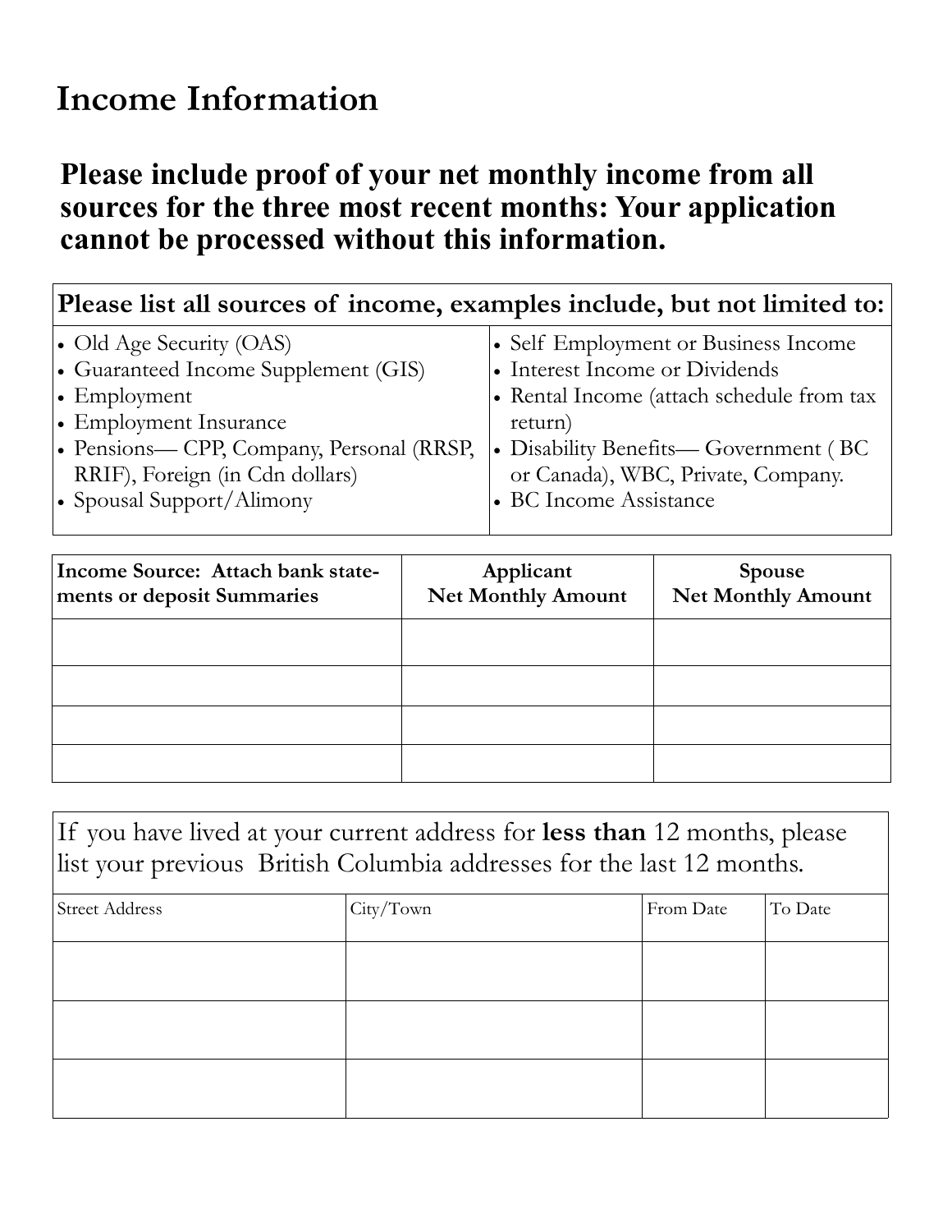# Income Information

**Please include proof of your net monthly income from all sources for the three most recent months: Your application cannot be processed without this information.**

| Please list all sources of income, examples include, but not limited to: | |
|---|---|
| • Old Age Security (OAS)<br>• Guaranteed Income Supplement (GIS)<br>• Employment<br>• Employment Insurance<br>• Pensions— CPP, Company, Personal (RRSP, RRIF), Foreign (in Cdn dollars)<br>• Spousal Support/Alimony | • Self Employment or Business Income<br>• Interest Income or Dividends<br>• Rental Income (attach schedule from tax return)<br>• Disability Benefits— Government ( BC or Canada), WBC, Private, Company.<br>• BC Income Assistance |

| **Income Source: Attach bank statements or deposit Summaries** | **Applicant Net Monthly Amount** | **Spouse Net Monthly Amount** |
|---|---|---|
| | | |
| | | |
| | | |
| | | |

If you have lived at your current address for **less than** 12 months, please list your previous British Columbia addresses for the last 12 months.

| Street Address | City/Town | From Date | To Date |
|---|---|---|---|
| | | | |
| | | | |
| | | | |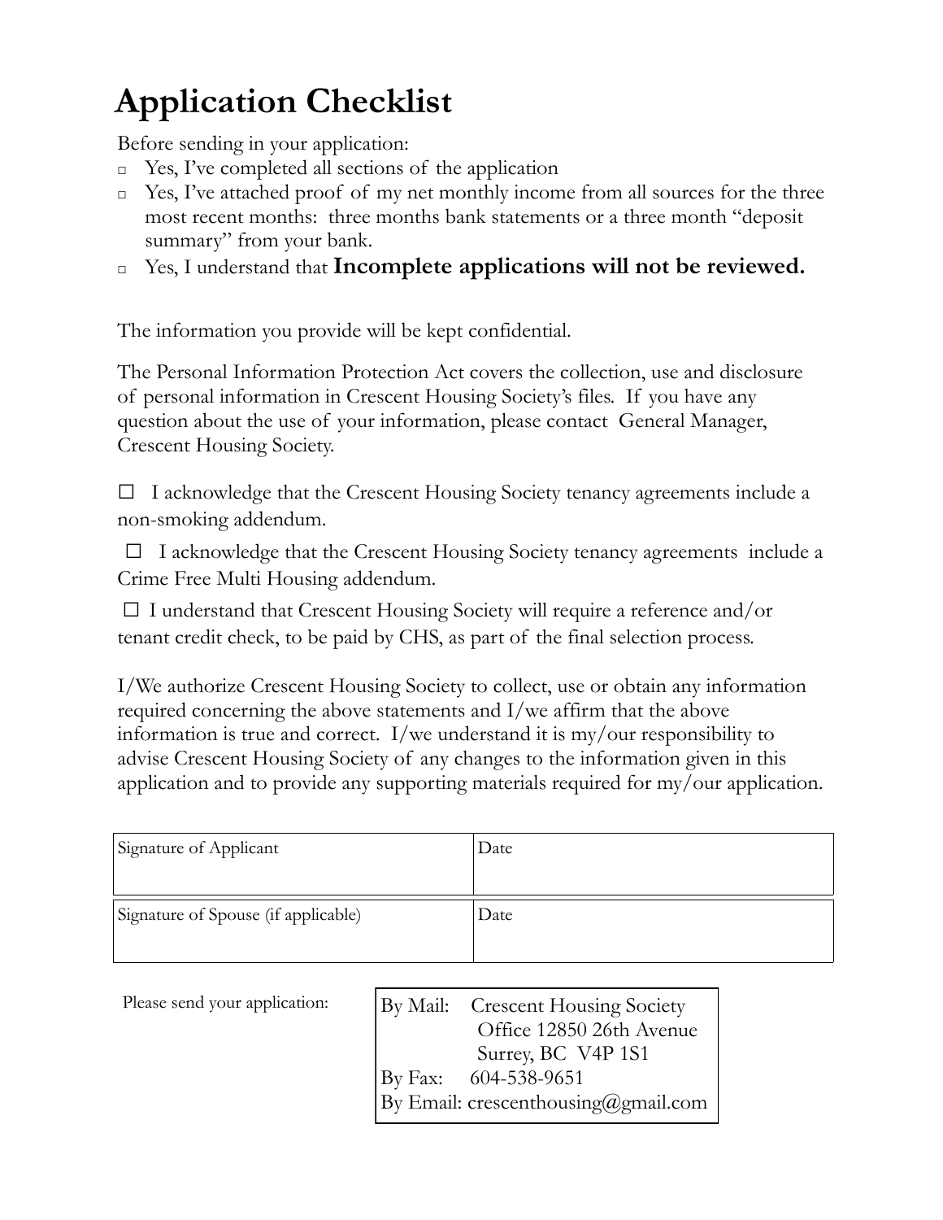# Application Checklist

Before sending in your application:

- □ Yes, I've completed all sections of the application
- □ Yes, I've attached proof of my net monthly income from all sources for the three most recent months: three months bank statements or a three month "deposit summary" from your bank.
- □ Yes, I understand that **Incomplete applications will not be reviewed.**

The information you provide will be kept confidential.

The Personal Information Protection Act covers the collection, use and disclosure of personal information in Crescent Housing Society's files. If you have any question about the use of your information, please contact General Manager, Crescent Housing Society.

☐ I acknowledge that the Crescent Housing Society tenancy agreements include a non-smoking addendum.

☐ I acknowledge that the Crescent Housing Society tenancy agreements include a Crime Free Multi Housing addendum.

☐ I understand that Crescent Housing Society will require a reference and/or tenant credit check, to be paid by CHS, as part of the final selection process.

I/We authorize Crescent Housing Society to collect, use or obtain any information required concerning the above statements and I/we affirm that the above information is true and correct. I/we understand it is my/our responsibility to advise Crescent Housing Society of any changes to the information given in this application and to provide any supporting materials required for my/our application.

| | |
|---|---|
| Signature of Applicant | Date |
| Signature of Spouse (if applicable) | Date |

Please send your application:

By Mail: Crescent Housing Society
Office 12850 26th Avenue
Surrey, BC V4P 1S1
By Fax: 604-538-9651
By Email: crescenthousing@gmail.com